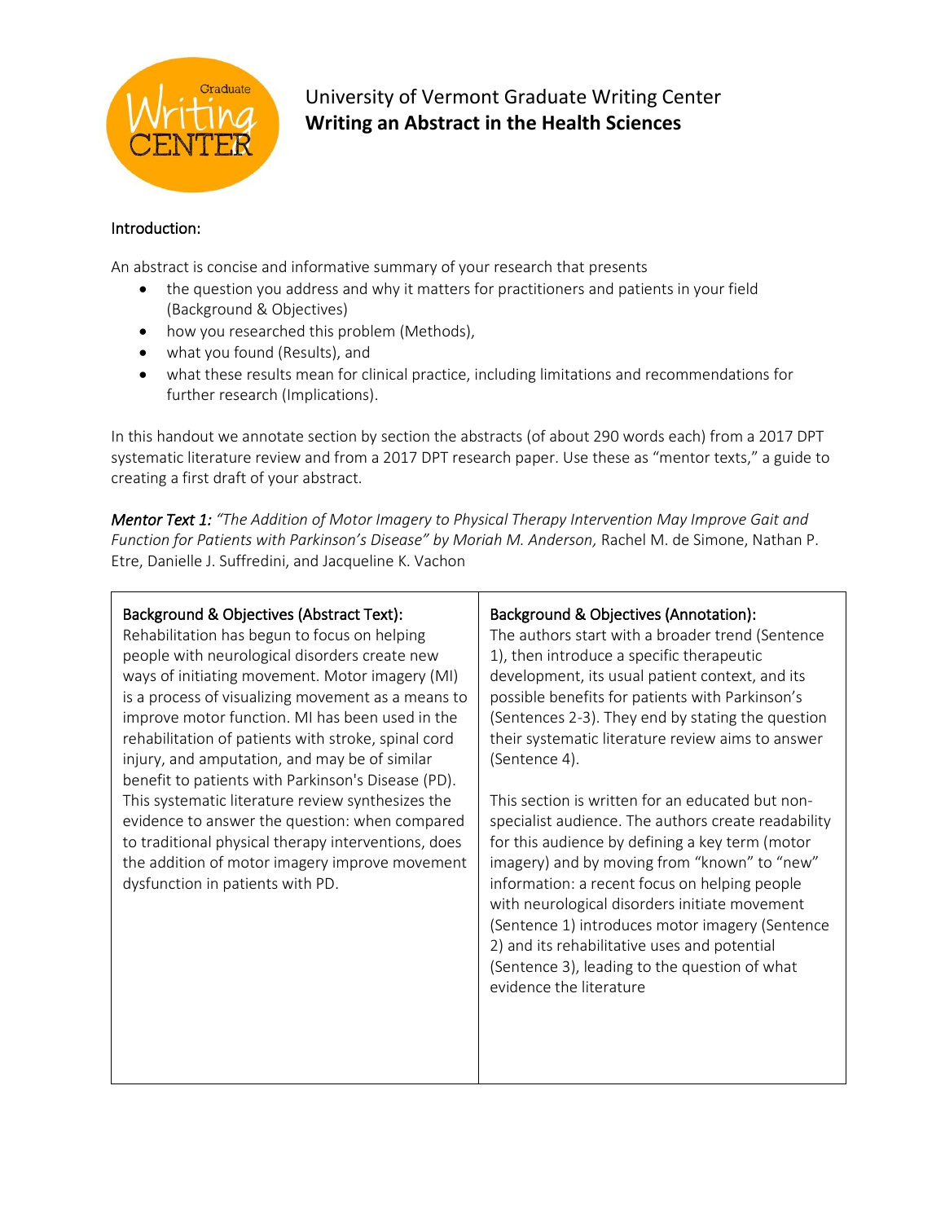# University of Vermont Graduate Writing Center
## **Writing an Abstract in the Health Sciences**

Introduction:

An abstract is concise and informative summary of your research that presents

- the question you address and why it matters for practitioners and patients in your field (Background & Objectives)
- how you researched this problem (Methods),
- what you found (Results), and
- what these results mean for clinical practice, including limitations and recommendations for further research (Implications).

In this handout we annotate section by section the abstracts (of about 290 words each) from a 2017 DPT systematic literature review and from a 2017 DPT research paper. Use these as "mentor texts," a guide to creating a first draft of your abstract.

***Mentor Text 1:*** *"The Addition of Motor Imagery to Physical Therapy Intervention May Improve Gait and Function for Patients with Parkinson's Disease" by Moriah M. Anderson,* Rachel M. de Simone, Nathan P. Etre, Danielle J. Suffredini, and Jacqueline K. Vachon

| Background & Objectives (Abstract Text): | Background & Objectives (Annotation): |
|---|---|
| Rehabilitation has begun to focus on helping people with neurological disorders create new ways of initiating movement. Motor imagery (MI) is a process of visualizing movement as a means to improve motor function. MI has been used in the rehabilitation of patients with stroke, spinal cord injury, and amputation, and may be of similar benefit to patients with Parkinson's Disease (PD). This systematic literature review synthesizes the evidence to answer the question: when compared to traditional physical therapy interventions, does the addition of motor imagery improve movement dysfunction in patients with PD. | The authors start with a broader trend (Sentence 1), then introduce a specific therapeutic development, its usual patient context, and its possible benefits for patients with Parkinson's (Sentences 2-3). They end by stating the question their systematic literature review aims to answer (Sentence 4).<br><br>This section is written for an educated but non-specialist audience. The authors create readability for this audience by defining a key term (motor imagery) and by moving from "known" to "new" information: a recent focus on helping people with neurological disorders initiate movement (Sentence 1) introduces motor imagery (Sentence 2) and its rehabilitative uses and potential (Sentence 3), leading to the question of what evidence the literature |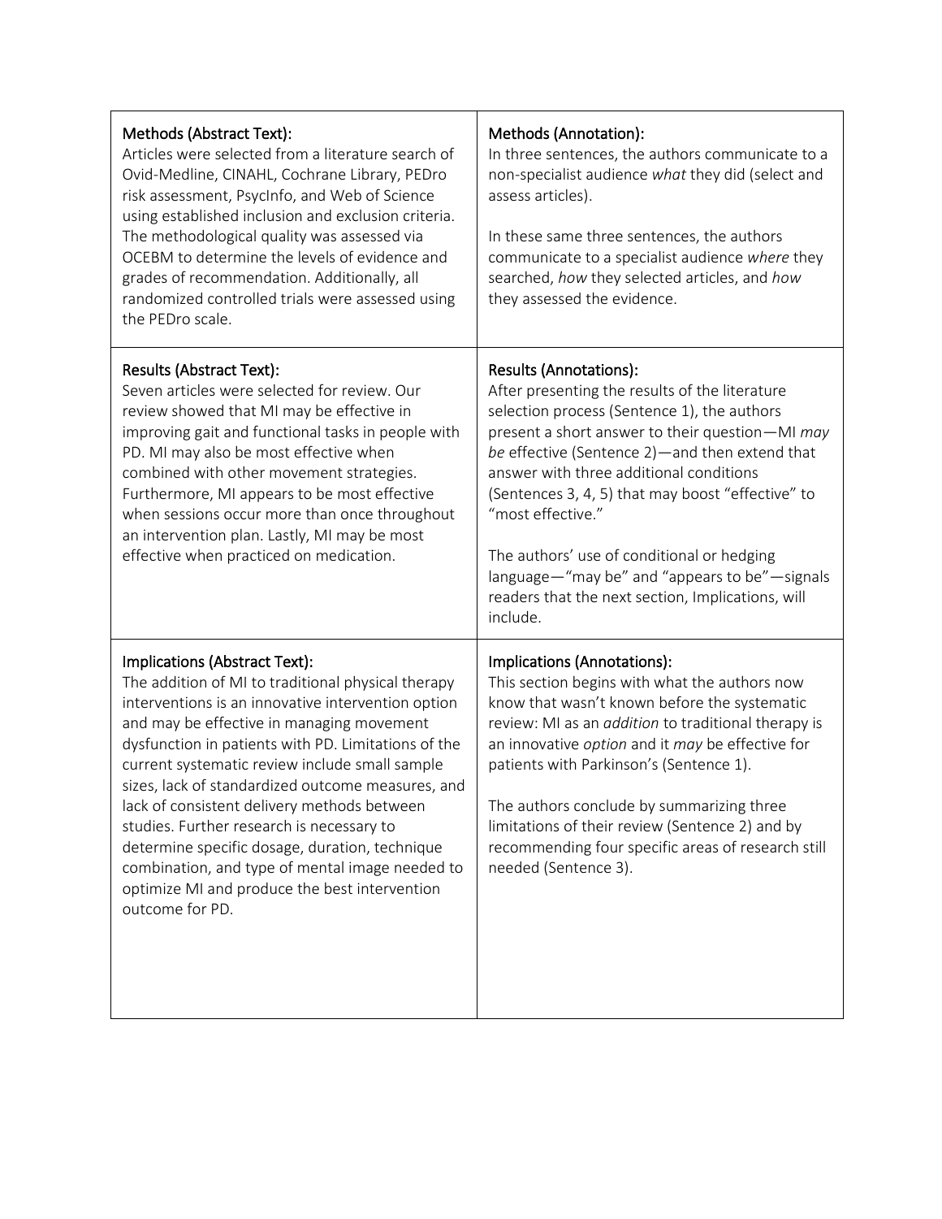| Methods (Abstract Text): Articles were selected from a literature search of Ovid-Medline, CINAHL, Cochrane Library, PEDro risk assessment, PsycInfo, and Web of Science using established inclusion and exclusion criteria. The methodological quality was assessed via OCEBM to determine the levels of evidence and grades of recommendation. Additionally, all randomized controlled trials were assessed using the PEDro scale. | Methods (Annotation): In three sentences, the authors communicate to a non-specialist audience *what* they did (select and assess articles).<br><br>In these same three sentences, the authors communicate to a specialist audience *where* they searched, *how* they selected articles, and *how* they assessed the evidence. |
|---|---|
| Results (Abstract Text): Seven articles were selected for review. Our review showed that MI may be effective in improving gait and functional tasks in people with PD. MI may also be most effective when combined with other movement strategies. Furthermore, MI appears to be most effective when sessions occur more than once throughout an intervention plan. Lastly, MI may be most effective when practiced on medication. | Results (Annotations): After presenting the results of the literature selection process (Sentence 1), the authors present a short answer to their question—MI *may be* effective (Sentence 2)—and then extend that answer with three additional conditions (Sentences 3, 4, 5) that may boost "effective" to "most effective."<br><br>The authors' use of conditional or hedging language—"may be" and "appears to be"—signals readers that the next section, Implications, will include. |
| Implications (Abstract Text): The addition of MI to traditional physical therapy interventions is an innovative intervention option and may be effective in managing movement dysfunction in patients with PD. Limitations of the current systematic review include small sample sizes, lack of standardized outcome measures, and lack of consistent delivery methods between studies. Further research is necessary to determine specific dosage, duration, technique combination, and type of mental image needed to optimize MI and produce the best intervention outcome for PD. | Implications (Annotations): This section begins with what the authors now know that wasn't known before the systematic review: MI as an *addition* to traditional therapy is an innovative *option* and it *may* be effective for patients with Parkinson's (Sentence 1).<br><br>The authors conclude by summarizing three limitations of their review (Sentence 2) and by recommending four specific areas of research still needed (Sentence 3). |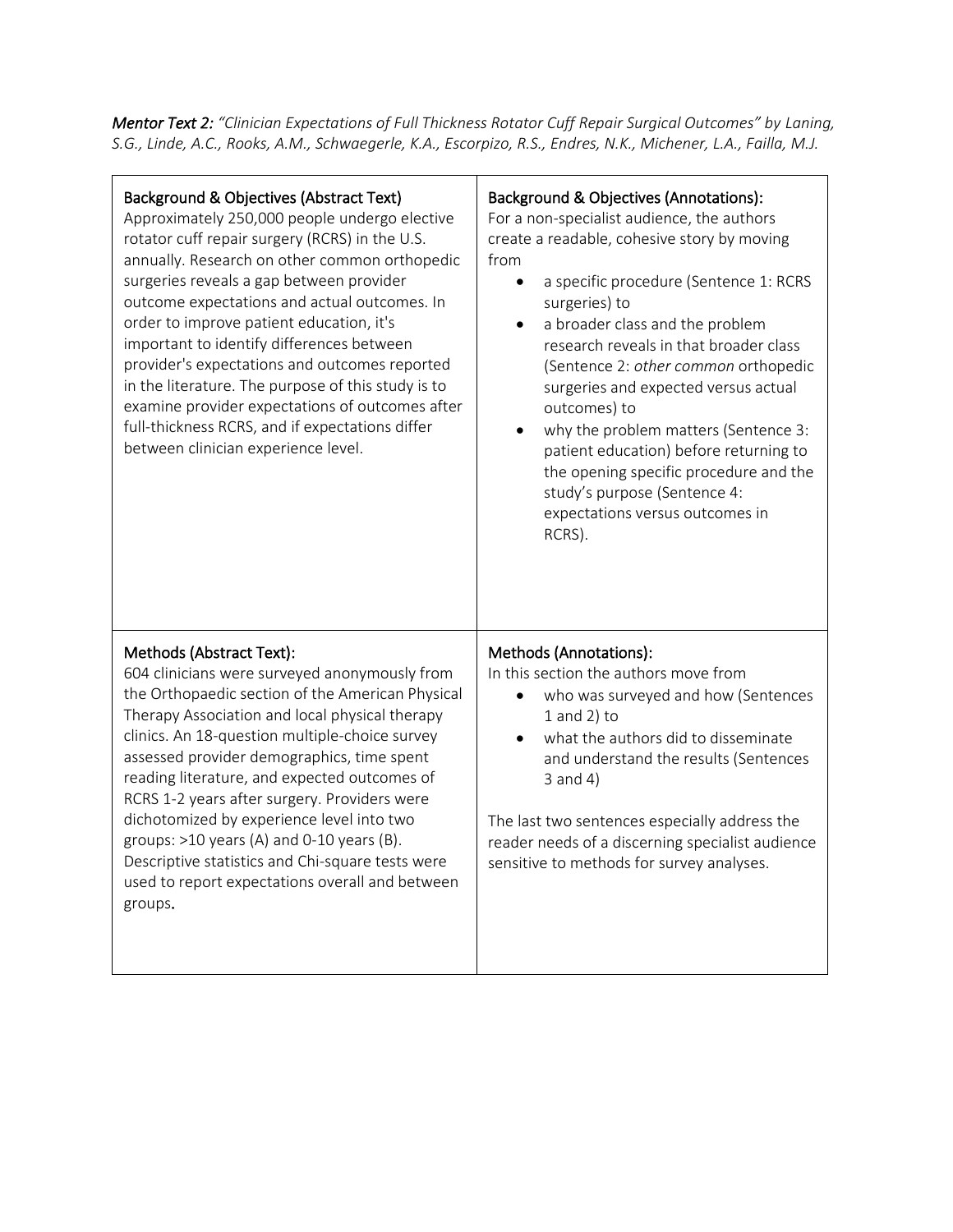***Mentor Text 2:*** *"Clinician Expectations of Full Thickness Rotator Cuff Repair Surgical Outcomes" by Laning, S.G., Linde, A.C., Rooks, A.M., Schwaegerle, K.A., Escorpizo, R.S., Endres, N.K., Michener, L.A., Failla, M.J.*

| Abstract Text | Annotations |
|---|---|
| **Background & Objectives (Abstract Text)**<br>Approximately 250,000 people undergo elective rotator cuff repair surgery (RCRS) in the U.S. annually. Research on other common orthopedic surgeries reveals a gap between provider outcome expectations and actual outcomes. In order to improve patient education, it's important to identify differences between provider's expectations and outcomes reported in the literature. The purpose of this study is to examine provider expectations of outcomes after full-thickness RCRS, and if expectations differ between clinician experience level. | **Background & Objectives (Annotations):**<br>For a non-specialist audience, the authors create a readable, cohesive story by moving from<br>• a specific procedure (Sentence 1: RCRS surgeries) to<br>• a broader class and the problem research reveals in that broader class (Sentence 2: *other common* orthopedic surgeries and expected versus actual outcomes) to<br>• why the problem matters (Sentence 3: patient education) before returning to the opening specific procedure and the study's purpose (Sentence 4: expectations versus outcomes in RCRS). |
| **Methods (Abstract Text):**<br>604 clinicians were surveyed anonymously from the Orthopaedic section of the American Physical Therapy Association and local physical therapy clinics. An 18-question multiple-choice survey assessed provider demographics, time spent reading literature, and expected outcomes of RCRS 1-2 years after surgery. Providers were dichotomized by experience level into two groups: >10 years (A) and 0-10 years (B). Descriptive statistics and Chi-square tests were used to report expectations overall and between groups. | **Methods (Annotations):**<br>In this section the authors move from<br>• who was surveyed and how (Sentences 1 and 2) to<br>• what the authors did to disseminate and understand the results (Sentences 3 and 4)<br><br>The last two sentences especially address the reader needs of a discerning specialist audience sensitive to methods for survey analyses. |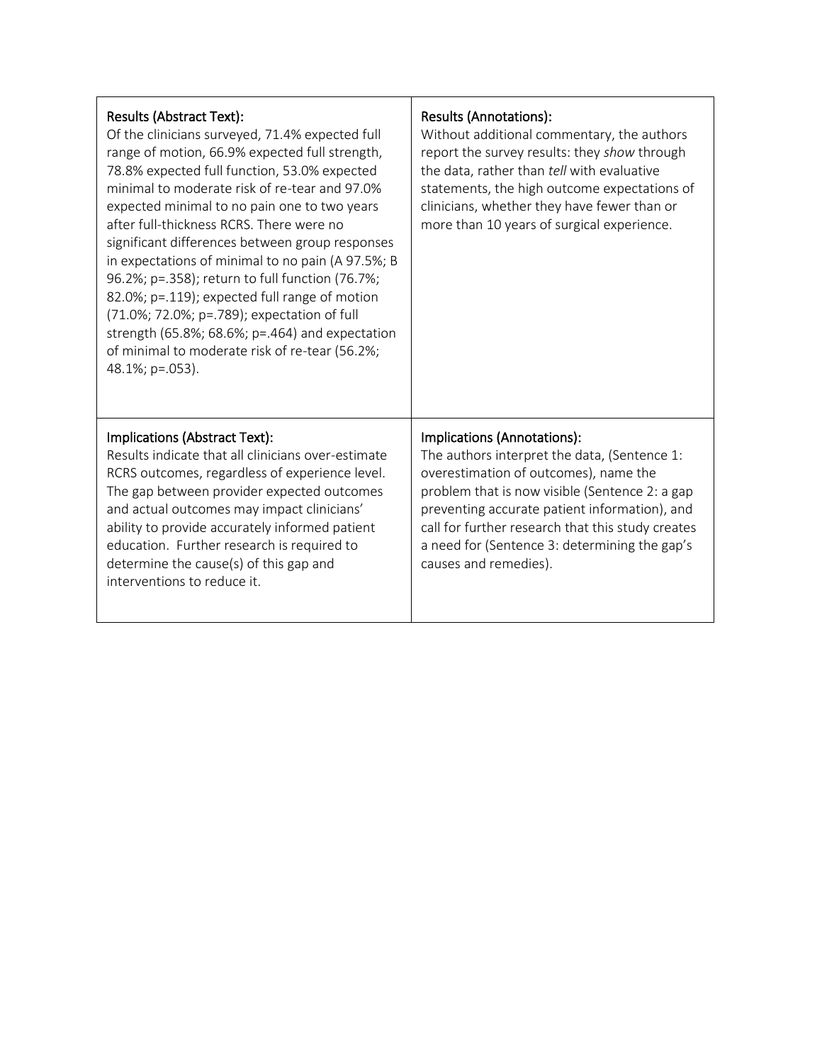| | |
|---|---|
| Results (Abstract Text):<br>Of the clinicians surveyed, 71.4% expected full range of motion, 66.9% expected full strength, 78.8% expected full function, 53.0% expected minimal to moderate risk of re-tear and 97.0% expected minimal to no pain one to two years after full-thickness RCRS. There were no significant differences between group responses in expectations of minimal to no pain (A 97.5%; B 96.2%; p=.358); return to full function (76.7%; 82.0%; p=.119); expected full range of motion (71.0%; 72.0%; p=.789); expectation of full strength (65.8%; 68.6%; p=.464) and expectation of minimal to moderate risk of re-tear (56.2%; 48.1%; p=.053). | Results (Annotations):<br>Without additional commentary, the authors report the survey results: they *show* through the data, rather than *tell* with evaluative statements, the high outcome expectations of clinicians, whether they have fewer than or more than 10 years of surgical experience. |
| Implications (Abstract Text):<br>Results indicate that all clinicians over-estimate RCRS outcomes, regardless of experience level. The gap between provider expected outcomes and actual outcomes may impact clinicians' ability to provide accurately informed patient education. Further research is required to determine the cause(s) of this gap and interventions to reduce it. | Implications (Annotations):<br>The authors interpret the data, (Sentence 1: overestimation of outcomes), name the problem that is now visible (Sentence 2: a gap preventing accurate patient information), and call for further research that this study creates a need for (Sentence 3: determining the gap's causes and remedies). |